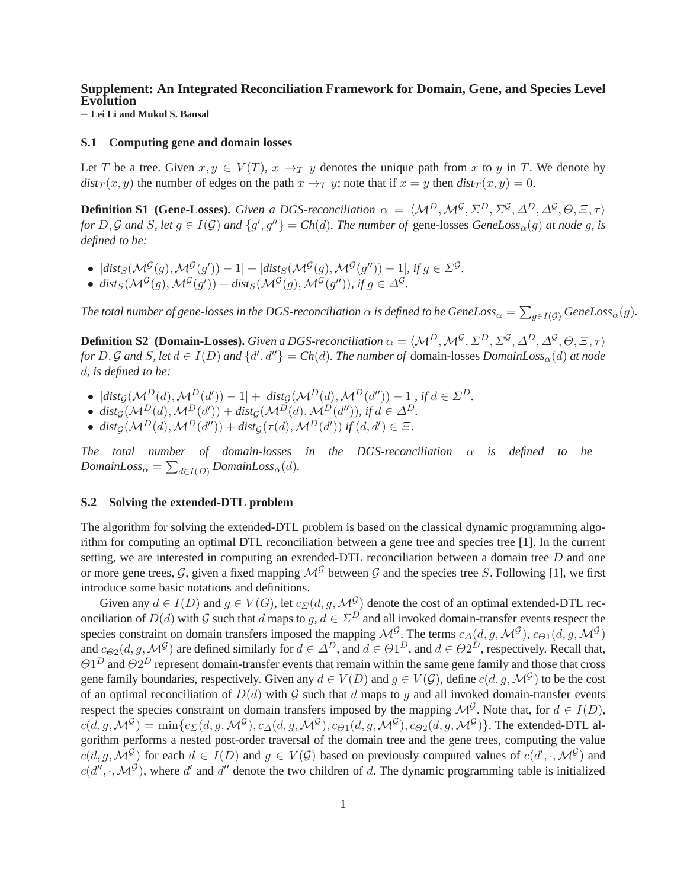# Supplement: An Integrated Reconciliation Framework for Domain, Gene, and Species Level Evolution

**– Lei Li and Mukul S. Bansal**

## S.1 Computing gene and domain losses

Let $T$ be a tree. Given $x, y \in V(T)$, $x \rightarrow_T y$ denotes the unique path from $x$ to $y$ in $T$. We denote by $dist_T(x, y)$ the number of edges on the path $x \rightarrow_T y$; note that if $x = y$ then $dist_T(x, y) = 0$.

**Definition S1 (Gene-Losses).** *Given a DGS-reconciliation $\alpha = \langle \mathcal{M}^D, \mathcal{M}^{\mathcal{G}}, \Sigma^D, \Sigma^{\mathcal{G}}, \Delta^D, \Delta^{\mathcal{G}}, \Theta, \Xi, \tau \rangle$ for $D, \mathcal{G}$ and $S$, let $g \in I(\mathcal{G})$ and $\{g', g''\} = Ch(d)$. The number of* gene-losses *$GeneLoss_\alpha(g)$ at node $g$, is defined to be:*

- $|dist_S(\mathcal{M}^{\mathcal{G}}(g), \mathcal{M}^{\mathcal{G}}(g')) - 1| + |dist_S(\mathcal{M}^{\mathcal{G}}(g), \mathcal{M}^{\mathcal{G}}(g'')) - 1|$*, if* $g \in \Sigma^{\mathcal{G}}$.
- $dist_S(\mathcal{M}^{\mathcal{G}}(g), \mathcal{M}^{\mathcal{G}}(g')) + dist_S(\mathcal{M}^{\mathcal{G}}(g), \mathcal{M}^{\mathcal{G}}(g''))$*, if* $g \in \Delta^{\mathcal{G}}$.

*The total number of gene-losses in the DGS-reconciliation $\alpha$ is defined to be $GeneLoss_\alpha = \sum_{g \in I(\mathcal{G})} GeneLoss_\alpha(g)$.*

**Definition S2 (Domain-Losses).** *Given a DGS-reconciliation $\alpha = \langle \mathcal{M}^D, \mathcal{M}^{\mathcal{G}}, \Sigma^D, \Sigma^{\mathcal{G}}, \Delta^D, \Delta^{\mathcal{G}}, \Theta, \Xi, \tau \rangle$ for $D, \mathcal{G}$ and $S$, let $d \in I(D)$ and $\{d', d''\} = Ch(d)$. The number of* domain-losses *$DomainLoss_\alpha(d)$ at node $d$, is defined to be:*

- $|dist_{\mathcal{G}}(\mathcal{M}^D(d), \mathcal{M}^D(d')) - 1| + |dist_{\mathcal{G}}(\mathcal{M}^D(d), \mathcal{M}^D(d'')) - 1|$*, if* $d \in \Sigma^D$.
- $dist_{\mathcal{G}}(\mathcal{M}^D(d), \mathcal{M}^D(d')) + dist_{\mathcal{G}}(\mathcal{M}^D(d), \mathcal{M}^D(d''))$*, if* $d \in \Delta^D$.
- $dist_{\mathcal{G}}(\mathcal{M}^D(d), \mathcal{M}^D(d'')) + dist_{\mathcal{G}}(\tau(d), \mathcal{M}^D(d'))$ *if* $(d, d') \in \Xi$.

*The total number of domain-losses in the DGS-reconciliation $\alpha$ is defined to be $DomainLoss_\alpha = \sum_{d \in I(D)} DomainLoss_\alpha(d)$.*

## S.2 Solving the extended-DTL problem

The algorithm for solving the extended-DTL problem is based on the classical dynamic programming algorithm for computing an optimal DTL reconciliation between a gene tree and species tree [1]. In the current setting, we are interested in computing an extended-DTL reconciliation between a domain tree $D$ and one or more gene trees, $\mathcal{G}$, given a fixed mapping $\mathcal{M}^{\mathcal{G}}$ between $\mathcal{G}$ and the species tree $S$. Following [1], we first introduce some basic notations and definitions.

Given any $d \in I(D)$ and $g \in V(G)$, let $c_\Sigma(d, g, \mathcal{M}^{\mathcal{G}})$ denote the cost of an optimal extended-DTL reconciliation of $D(d)$ with $\mathcal{G}$ such that $d$ maps to $g$, $d \in \Sigma^D$ and all invoked domain-transfer events respect the species constraint on domain transfers imposed the mapping $\mathcal{M}^{\mathcal{G}}$. The terms $c_\Delta(d, g, \mathcal{M}^{\mathcal{G}})$, $c_{\Theta 1}(d, g, \mathcal{M}^{\mathcal{G}})$ and $c_{\Theta 2}(d, g, \mathcal{M}^{\mathcal{G}})$ are defined similarly for $d \in \Delta^D$, and $d \in \Theta 1^D$, and $d \in \Theta 2^D$, respectively. Recall that, $\Theta 1^D$ and $\Theta 2^D$ represent domain-transfer events that remain within the same gene family and those that cross gene family boundaries, respectively. Given any $d \in V(D)$ and $g \in V(\mathcal{G})$, define $c(d, g, \mathcal{M}^{\mathcal{G}})$ to be the cost of an optimal reconciliation of $D(d)$ with $\mathcal{G}$ such that $d$ maps to $g$ and all invoked domain-transfer events respect the species constraint on domain transfers imposed by the mapping $\mathcal{M}^{\mathcal{G}}$. Note that, for $d \in I(D)$, $c(d, g, \mathcal{M}^{\mathcal{G}}) = \min\{c_\Sigma(d, g, \mathcal{M}^{\mathcal{G}}), c_\Delta(d, g, \mathcal{M}^{\mathcal{G}}), c_{\Theta 1}(d, g, \mathcal{M}^{\mathcal{G}}), c_{\Theta 2}(d, g, \mathcal{M}^{\mathcal{G}})\}$. The extended-DTL algorithm performs a nested post-order traversal of the domain tree and the gene trees, computing the value $c(d, g, \mathcal{M}^{\mathcal{G}})$ for each $d \in I(D)$ and $g \in V(\mathcal{G})$ based on previously computed values of $c(d', \cdot, \mathcal{M}^{\mathcal{G}})$ and $c(d'', \cdot, \mathcal{M}^{\mathcal{G}})$, where $d'$ and $d''$ denote the two children of $d$. The dynamic programming table is initialized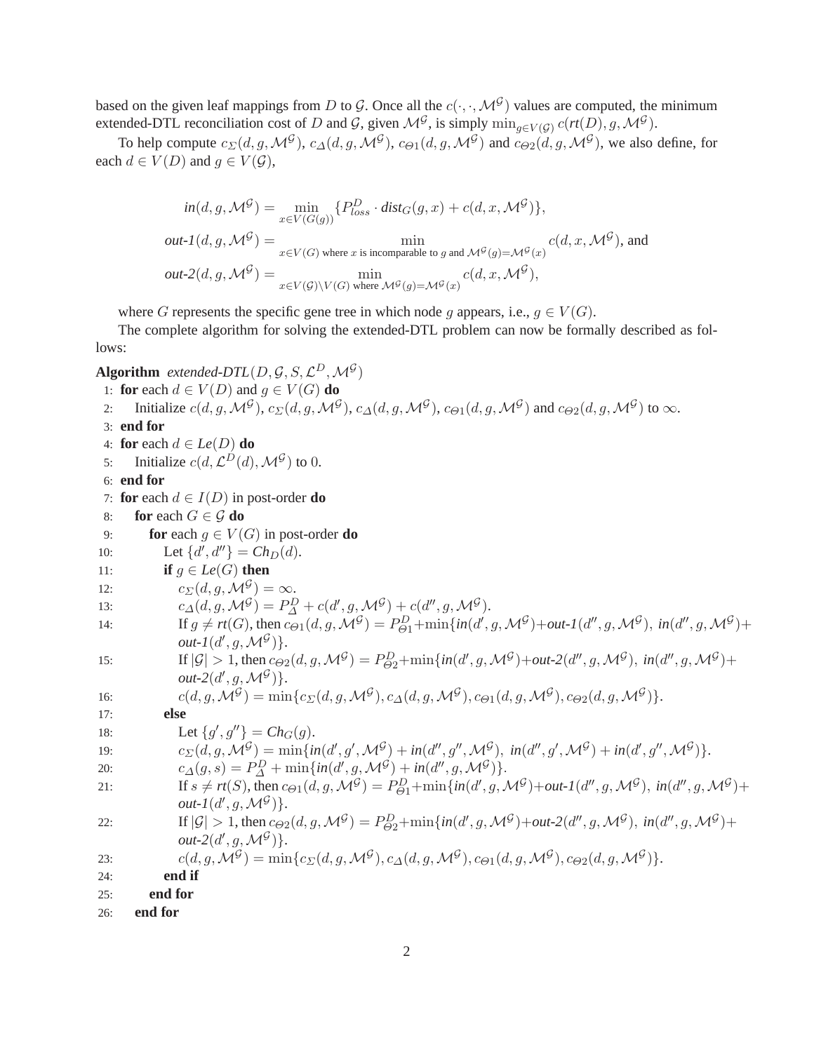based on the given leaf mappings from $D$ to $\mathcal{G}$. Once all the $c(\cdot, \cdot, \mathcal{M}^{\mathcal{G}})$ values are computed, the minimum extended-DTL reconciliation cost of $D$ and $\mathcal{G}$, given $\mathcal{M}^{\mathcal{G}}$, is simply $\min_{g \in V(\mathcal{G})} c(rt(D), g, \mathcal{M}^{\mathcal{G}})$.

To help compute $c_{\Sigma}(d, g, \mathcal{M}^{\mathcal{G}})$, $c_{\Delta}(d, g, \mathcal{M}^{\mathcal{G}})$, $c_{\Theta 1}(d, g, \mathcal{M}^{\mathcal{G}})$ and $c_{\Theta 2}(d, g, \mathcal{M}^{\mathcal{G}})$, we also define, for each $d \in V(D)$ and $g \in V(\mathcal{G})$,

$$
\begin{aligned}
\textit{in}(d, g, \mathcal{M}^{\mathcal{G}}) &= \min_{x \in V(G(g))} \{P^D_{loss} \cdot \textit{dist}_G(g, x) + c(d, x, \mathcal{M}^{\mathcal{G}})\}, \\
\textit{out-1}(d, g, \mathcal{M}^{\mathcal{G}}) &= \min_{x \in V(G) \text{ where } x \text{ is incomparable to } g \text{ and } \mathcal{M}^{\mathcal{G}}(g) = \mathcal{M}^{\mathcal{G}}(x)} c(d, x, \mathcal{M}^{\mathcal{G}}), \text{ and} \\
\textit{out-2}(d, g, \mathcal{M}^{\mathcal{G}}) &= \min_{x \in V(\mathcal{G}) \setminus V(G) \text{ where } \mathcal{M}^{\mathcal{G}}(g) = \mathcal{M}^{\mathcal{G}}(x)} c(d, x, \mathcal{M}^{\mathcal{G}}),
\end{aligned}
$$

where $G$ represents the specific gene tree in which node $g$ appears, i.e., $g \in V(G)$.

The complete algorithm for solving the extended-DTL problem can now be formally described as follows:

**Algorithm** *extended-DTL*$(D, \mathcal{G}, S, \mathcal{L}^D, \mathcal{M}^{\mathcal{G}})$

1: **for** each $d \in V(D)$ and $g \in V(G)$ **do**
2: Initialize $c(d, g, \mathcal{M}^{\mathcal{G}})$, $c_{\Sigma}(d, g, \mathcal{M}^{\mathcal{G}})$, $c_{\Delta}(d, g, \mathcal{M}^{\mathcal{G}})$, $c_{\Theta 1}(d, g, \mathcal{M}^{\mathcal{G}})$ and $c_{\Theta 2}(d, g, \mathcal{M}^{\mathcal{G}})$ to $\infty$.
3: **end for**
4: **for** each $d \in Le(D)$ **do**
5: Initialize $c(d, \mathcal{L}^D(d), \mathcal{M}^{\mathcal{G}})$ to $0$.
6: **end for**
7: **for** each $d \in I(D)$ in post-order **do**
8: **for** each $G \in \mathcal{G}$ **do**
9: **for** each $g \in V(G)$ in post-order **do**
10: Let $\{d', d''\} = Ch_D(d)$.
11: **if** $g \in Le(G)$ **then**
12: $c_{\Sigma}(d, g, \mathcal{M}^{\mathcal{G}}) = \infty$.
13: $c_{\Delta}(d, g, \mathcal{M}^{\mathcal{G}}) = P^D_{\Delta} + c(d', g, \mathcal{M}^{\mathcal{G}}) + c(d'', g, \mathcal{M}^{\mathcal{G}})$.
14: If $g \neq rt(G)$, then $c_{\Theta 1}(d, g, \mathcal{M}^{\mathcal{G}}) = P^D_{\Theta 1} + \min\{\textit{in}(d', g, \mathcal{M}^{\mathcal{G}}) + \textit{out-1}(d'', g, \mathcal{M}^{\mathcal{G}}),\ \textit{in}(d'', g, \mathcal{M}^{\mathcal{G}}) + \textit{out-1}(d', g, \mathcal{M}^{\mathcal{G}})\}$.
15: If $|\mathcal{G}| > 1$, then $c_{\Theta 2}(d, g, \mathcal{M}^{\mathcal{G}}) = P^D_{\Theta 2} + \min\{\textit{in}(d', g, \mathcal{M}^{\mathcal{G}}) + \textit{out-2}(d'', g, \mathcal{M}^{\mathcal{G}}),\ \textit{in}(d'', g, \mathcal{M}^{\mathcal{G}}) + \textit{out-2}(d', g, \mathcal{M}^{\mathcal{G}})\}$.
16: $c(d, g, \mathcal{M}^{\mathcal{G}}) = \min\{c_{\Sigma}(d, g, \mathcal{M}^{\mathcal{G}}), c_{\Delta}(d, g, \mathcal{M}^{\mathcal{G}}), c_{\Theta 1}(d, g, \mathcal{M}^{\mathcal{G}}), c_{\Theta 2}(d, g, \mathcal{M}^{\mathcal{G}})\}$.
17: **else**
18: Let $\{g', g''\} = Ch_G(g)$.
19: $c_{\Sigma}(d, g, \mathcal{M}^{\mathcal{G}}) = \min\{\textit{in}(d', g', \mathcal{M}^{\mathcal{G}}) + \textit{in}(d'', g'', \mathcal{M}^{\mathcal{G}}),\ \textit{in}(d'', g', \mathcal{M}^{\mathcal{G}}) + \textit{in}(d', g'', \mathcal{M}^{\mathcal{G}})\}$.
20: $c_{\Delta}(g, s) = P^D_{\Delta} + \min\{\textit{in}(d', g, \mathcal{M}^{\mathcal{G}}) + \textit{in}(d'', g, \mathcal{M}^{\mathcal{G}})\}$.
21: If $s \neq rt(S)$, then $c_{\Theta 1}(d, g, \mathcal{M}^{\mathcal{G}}) = P^D_{\Theta 1} + \min\{\textit{in}(d', g, \mathcal{M}^{\mathcal{G}}) + \textit{out-1}(d'', g, \mathcal{M}^{\mathcal{G}}),\ \textit{in}(d'', g, \mathcal{M}^{\mathcal{G}}) + \textit{out-1}(d', g, \mathcal{M}^{\mathcal{G}})\}$.
22: If $|\mathcal{G}| > 1$, then $c_{\Theta 2}(d, g, \mathcal{M}^{\mathcal{G}}) = P^D_{\Theta 2} + \min\{\textit{in}(d', g, \mathcal{M}^{\mathcal{G}}) + \textit{out-2}(d'', g, \mathcal{M}^{\mathcal{G}}),\ \textit{in}(d'', g, \mathcal{M}^{\mathcal{G}}) + \textit{out-2}(d', g, \mathcal{M}^{\mathcal{G}})\}$.
23: $c(d, g, \mathcal{M}^{\mathcal{G}}) = \min\{c_{\Sigma}(d, g, \mathcal{M}^{\mathcal{G}}), c_{\Delta}(d, g, \mathcal{M}^{\mathcal{G}}), c_{\Theta 1}(d, g, \mathcal{M}^{\mathcal{G}}), c_{\Theta 2}(d, g, \mathcal{M}^{\mathcal{G}})\}$.
24: **end if**
25: **end for**
26: **end for**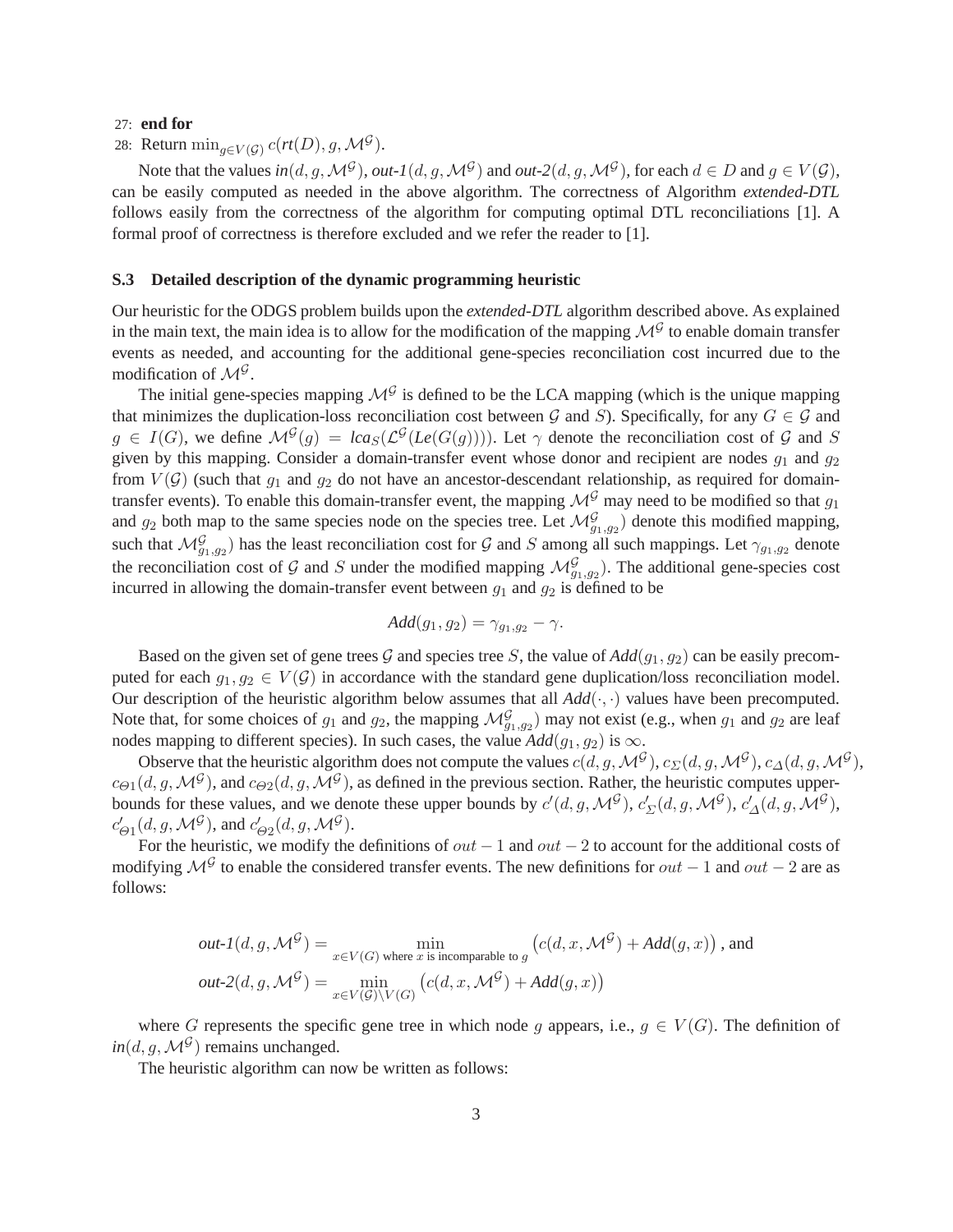27: **end for**

28: Return $\min_{g \in V(\mathcal{G})} c(rt(D), g, \mathcal{M}^{\mathcal{G}})$.

Note that the values $in(d, g, \mathcal{M}^{\mathcal{G}})$, $out\text{-}1(d, g, \mathcal{M}^{\mathcal{G}})$ and $out\text{-}2(d, g, \mathcal{M}^{\mathcal{G}})$, for each $d \in D$ and $g \in V(\mathcal{G})$, can be easily computed as needed in the above algorithm. The correctness of Algorithm *extended-DTL* follows easily from the correctness of the algorithm for computing optimal DTL reconciliations [1]. A formal proof of correctness is therefore excluded and we refer the reader to [1].

### S.3 Detailed description of the dynamic programming heuristic

Our heuristic for the ODGS problem builds upon the *extended-DTL* algorithm described above. As explained in the main text, the main idea is to allow for the modification of the mapping $\mathcal{M}^{\mathcal{G}}$ to enable domain transfer events as needed, and accounting for the additional gene-species reconciliation cost incurred due to the modification of $\mathcal{M}^{\mathcal{G}}$.

The initial gene-species mapping $\mathcal{M}^{\mathcal{G}}$ is defined to be the LCA mapping (which is the unique mapping that minimizes the duplication-loss reconciliation cost between $\mathcal{G}$ and $S$). Specifically, for any $G \in \mathcal{G}$ and $g \in I(G)$, we define $\mathcal{M}^{\mathcal{G}}(g) = lca_S(\mathcal{L}^{\mathcal{G}}(Le(G(g))))$. Let $\gamma$ denote the reconciliation cost of $\mathcal{G}$ and $S$ given by this mapping. Consider a domain-transfer event whose donor and recipient are nodes $g_1$ and $g_2$ from $V(\mathcal{G})$ (such that $g_1$ and $g_2$ do not have an ancestor-descendant relationship, as required for domain-transfer events). To enable this domain-transfer event, the mapping $\mathcal{M}^{\mathcal{G}}$ may need to be modified so that $g_1$ and $g_2$ both map to the same species node on the species tree. Let $\mathcal{M}^{\mathcal{G}}_{g_1,g_2}$ denote this modified mapping, such that $\mathcal{M}^{\mathcal{G}}_{g_1,g_2}$ has the least reconciliation cost for $\mathcal{G}$ and $S$ among all such mappings. Let $\gamma_{g_1,g_2}$ denote the reconciliation cost of $\mathcal{G}$ and $S$ under the modified mapping $\mathcal{M}^{\mathcal{G}}_{g_1,g_2}$. The additional gene-species cost incurred in allowing the domain-transfer event between $g_1$ and $g_2$ is defined to be

$$Add(g_1, g_2) = \gamma_{g_1,g_2} - \gamma.$$

Based on the given set of gene trees $\mathcal{G}$ and species tree $S$, the value of $Add(g_1, g_2)$ can be easily precomputed for each $g_1, g_2 \in V(\mathcal{G})$ in accordance with the standard gene duplication/loss reconciliation model. Our description of the heuristic algorithm below assumes that all $Add(\cdot, \cdot)$ values have been precomputed. Note that, for some choices of $g_1$ and $g_2$, the mapping $\mathcal{M}^{\mathcal{G}}_{g_1,g_2}$ may not exist (e.g., when $g_1$ and $g_2$ are leaf nodes mapping to different species). In such cases, the value $Add(g_1, g_2)$ is $\infty$.

Observe that the heuristic algorithm does not compute the values $c(d, g, \mathcal{M}^{\mathcal{G}})$, $c_{\Sigma}(d, g, \mathcal{M}^{\mathcal{G}})$, $c_{\Delta}(d, g, \mathcal{M}^{\mathcal{G}})$, $c_{\Theta 1}(d, g, \mathcal{M}^{\mathcal{G}})$, and $c_{\Theta 2}(d, g, \mathcal{M}^{\mathcal{G}})$, as defined in the previous section. Rather, the heuristic computes upper-bounds for these values, and we denote these upper bounds by $c'(d, g, \mathcal{M}^{\mathcal{G}})$, $c'_{\Sigma}(d, g, \mathcal{M}^{\mathcal{G}})$, $c'_{\Delta}(d, g, \mathcal{M}^{\mathcal{G}})$, $c'_{\Theta 1}(d, g, \mathcal{M}^{\mathcal{G}})$, and $c'_{\Theta 2}(d, g, \mathcal{M}^{\mathcal{G}})$.

For the heuristic, we modify the definitions of $out-1$ and $out-2$ to account for the additional costs of modifying $\mathcal{M}^{\mathcal{G}}$ to enable the considered transfer events. The new definitions for $out-1$ and $out-2$ are as follows:

$$out\text{-}1(d, g, \mathcal{M}^{\mathcal{G}}) = \min_{x \in V(G) \text{ where } x \text{ is incomparable to } g} \left( c(d, x, \mathcal{M}^{\mathcal{G}}) + Add(g, x) \right), \text{ and}$$

$$out\text{-}2(d, g, \mathcal{M}^{\mathcal{G}}) = \min_{x \in V(\mathcal{G}) \setminus V(G)} \left( c(d, x, \mathcal{M}^{\mathcal{G}}) + Add(g, x) \right)$$

where $G$ represents the specific gene tree in which node $g$ appears, i.e., $g \in V(G)$. The definition of $in(d, g, \mathcal{M}^{\mathcal{G}})$ remains unchanged.

The heuristic algorithm can now be written as follows: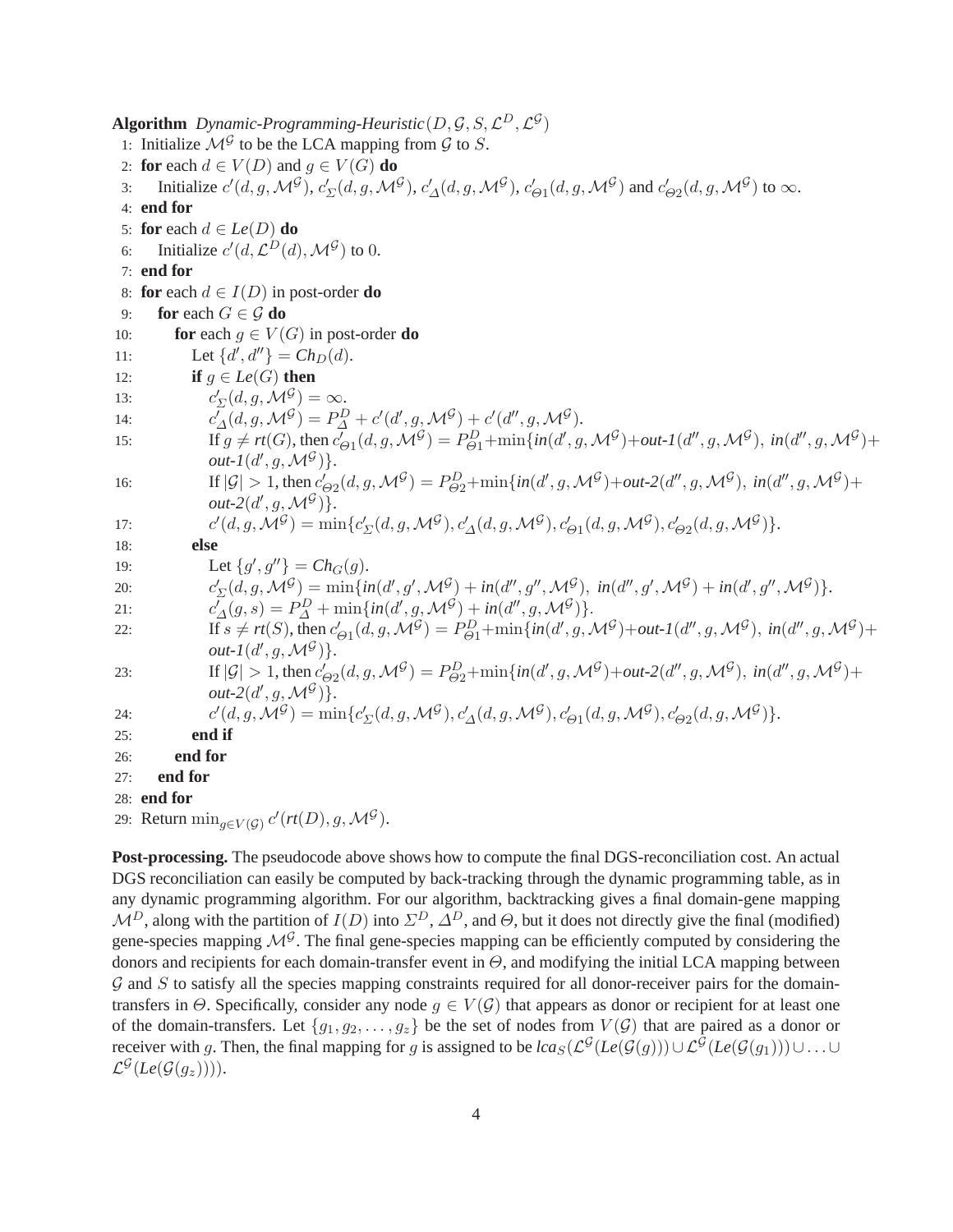**Algorithm** *Dynamic-Programming-Heuristic*$(D, \mathcal{G}, S, \mathcal{L}^D, \mathcal{L}^\mathcal{G})$

1: Initialize $\mathcal{M}^\mathcal{G}$ to be the LCA mapping from $\mathcal{G}$ to $S$.
2: **for** each $d \in V(D)$ and $g \in V(G)$ **do**
3: &nbsp;&nbsp;&nbsp;&nbsp;Initialize $c'(d, g, \mathcal{M}^\mathcal{G})$, $c'_\Sigma(d, g, \mathcal{M}^\mathcal{G})$, $c'_\Delta(d, g, \mathcal{M}^\mathcal{G})$, $c'_{\Theta 1}(d, g, \mathcal{M}^\mathcal{G})$ and $c'_{\Theta 2}(d, g, \mathcal{M}^\mathcal{G})$ to $\infty$.
4: **end for**
5: **for** each $d \in Le(D)$ **do**
6: &nbsp;&nbsp;&nbsp;&nbsp;Initialize $c'(d, \mathcal{L}^D(d), \mathcal{M}^\mathcal{G})$ to 0.
7: **end for**
8: **for** each $d \in I(D)$ in post-order **do**
9: &nbsp;&nbsp;&nbsp;&nbsp;**for** each $G \in \mathcal{G}$ **do**
10: &nbsp;&nbsp;&nbsp;&nbsp;&nbsp;&nbsp;&nbsp;&nbsp;**for** each $g \in V(G)$ in post-order **do**
11: &nbsp;&nbsp;&nbsp;&nbsp;&nbsp;&nbsp;&nbsp;&nbsp;&nbsp;&nbsp;&nbsp;&nbsp;Let $\{d', d''\} = Ch_D(d)$.
12: &nbsp;&nbsp;&nbsp;&nbsp;&nbsp;&nbsp;&nbsp;&nbsp;&nbsp;&nbsp;&nbsp;&nbsp;**if** $g \in Le(G)$ **then**
13: &nbsp;&nbsp;&nbsp;&nbsp;&nbsp;&nbsp;&nbsp;&nbsp;&nbsp;&nbsp;&nbsp;&nbsp;&nbsp;&nbsp;&nbsp;&nbsp;$c'_\Sigma(d, g, \mathcal{M}^\mathcal{G}) = \infty$.
14: &nbsp;&nbsp;&nbsp;&nbsp;&nbsp;&nbsp;&nbsp;&nbsp;&nbsp;&nbsp;&nbsp;&nbsp;&nbsp;&nbsp;&nbsp;&nbsp;$c'_\Delta(d, g, \mathcal{M}^\mathcal{G}) = P^D_\Delta + c'(d', g, \mathcal{M}^\mathcal{G}) + c'(d'', g, \mathcal{M}^\mathcal{G})$.
15: &nbsp;&nbsp;&nbsp;&nbsp;&nbsp;&nbsp;&nbsp;&nbsp;&nbsp;&nbsp;&nbsp;&nbsp;&nbsp;&nbsp;&nbsp;&nbsp;If $g \neq rt(G)$, then $c'_{\Theta 1}(d, g, \mathcal{M}^\mathcal{G}) = P^D_{\Theta 1} + \min\{in(d', g, \mathcal{M}^\mathcal{G}) + out\text{-}1(d'', g, \mathcal{M}^\mathcal{G}),\ in(d'', g, \mathcal{M}^\mathcal{G}) + out\text{-}1(d', g, \mathcal{M}^\mathcal{G})\}$.
16: &nbsp;&nbsp;&nbsp;&nbsp;&nbsp;&nbsp;&nbsp;&nbsp;&nbsp;&nbsp;&nbsp;&nbsp;&nbsp;&nbsp;&nbsp;&nbsp;If $|\mathcal{G}| > 1$, then $c'_{\Theta 2}(d, g, \mathcal{M}^\mathcal{G}) = P^D_{\Theta 2} + \min\{in(d', g, \mathcal{M}^\mathcal{G}) + out\text{-}2(d'', g, \mathcal{M}^\mathcal{G}),\ in(d'', g, \mathcal{M}^\mathcal{G}) + out\text{-}2(d', g, \mathcal{M}^\mathcal{G})\}$.
17: &nbsp;&nbsp;&nbsp;&nbsp;&nbsp;&nbsp;&nbsp;&nbsp;&nbsp;&nbsp;&nbsp;&nbsp;&nbsp;&nbsp;&nbsp;&nbsp;$c'(d, g, \mathcal{M}^\mathcal{G}) = \min\{c'_\Sigma(d, g, \mathcal{M}^\mathcal{G}), c'_\Delta(d, g, \mathcal{M}^\mathcal{G}), c'_{\Theta 1}(d, g, \mathcal{M}^\mathcal{G}), c'_{\Theta 2}(d, g, \mathcal{M}^\mathcal{G})\}$.
18: &nbsp;&nbsp;&nbsp;&nbsp;&nbsp;&nbsp;&nbsp;&nbsp;&nbsp;&nbsp;&nbsp;&nbsp;**else**
19: &nbsp;&nbsp;&nbsp;&nbsp;&nbsp;&nbsp;&nbsp;&nbsp;&nbsp;&nbsp;&nbsp;&nbsp;&nbsp;&nbsp;&nbsp;&nbsp;Let $\{g', g''\} = Ch_G(g)$.
20: &nbsp;&nbsp;&nbsp;&nbsp;&nbsp;&nbsp;&nbsp;&nbsp;&nbsp;&nbsp;&nbsp;&nbsp;&nbsp;&nbsp;&nbsp;&nbsp;$c'_\Sigma(d, g, \mathcal{M}^\mathcal{G}) = \min\{in(d', g', \mathcal{M}^\mathcal{G}) + in(d'', g'', \mathcal{M}^\mathcal{G}),\ in(d'', g', \mathcal{M}^\mathcal{G}) + in(d', g'', \mathcal{M}^\mathcal{G})\}$.
21: &nbsp;&nbsp;&nbsp;&nbsp;&nbsp;&nbsp;&nbsp;&nbsp;&nbsp;&nbsp;&nbsp;&nbsp;&nbsp;&nbsp;&nbsp;&nbsp;$c'_\Delta(g, s) = P^D_\Delta + \min\{in(d', g, \mathcal{M}^\mathcal{G}) + in(d'', g, \mathcal{M}^\mathcal{G})\}$.
22: &nbsp;&nbsp;&nbsp;&nbsp;&nbsp;&nbsp;&nbsp;&nbsp;&nbsp;&nbsp;&nbsp;&nbsp;&nbsp;&nbsp;&nbsp;&nbsp;If $s \neq rt(S)$, then $c'_{\Theta 1}(d, g, \mathcal{M}^\mathcal{G}) = P^D_{\Theta 1} + \min\{in(d', g, \mathcal{M}^\mathcal{G}) + out\text{-}1(d'', g, \mathcal{M}^\mathcal{G}),\ in(d'', g, \mathcal{M}^\mathcal{G}) + out\text{-}1(d', g, \mathcal{M}^\mathcal{G})\}$.
23: &nbsp;&nbsp;&nbsp;&nbsp;&nbsp;&nbsp;&nbsp;&nbsp;&nbsp;&nbsp;&nbsp;&nbsp;&nbsp;&nbsp;&nbsp;&nbsp;If $|\mathcal{G}| > 1$, then $c'_{\Theta 2}(d, g, \mathcal{M}^\mathcal{G}) = P^D_{\Theta 2} + \min\{in(d', g, \mathcal{M}^\mathcal{G}) + out\text{-}2(d'', g, \mathcal{M}^\mathcal{G}),\ in(d'', g, \mathcal{M}^\mathcal{G}) + out\text{-}2(d', g, \mathcal{M}^\mathcal{G})\}$.
24: &nbsp;&nbsp;&nbsp;&nbsp;&nbsp;&nbsp;&nbsp;&nbsp;&nbsp;&nbsp;&nbsp;&nbsp;&nbsp;&nbsp;&nbsp;&nbsp;$c'(d, g, \mathcal{M}^\mathcal{G}) = \min\{c'_\Sigma(d, g, \mathcal{M}^\mathcal{G}), c'_\Delta(d, g, \mathcal{M}^\mathcal{G}), c'_{\Theta 1}(d, g, \mathcal{M}^\mathcal{G}), c'_{\Theta 2}(d, g, \mathcal{M}^\mathcal{G})\}$.
25: &nbsp;&nbsp;&nbsp;&nbsp;&nbsp;&nbsp;&nbsp;&nbsp;&nbsp;&nbsp;&nbsp;&nbsp;**end if**
26: &nbsp;&nbsp;&nbsp;&nbsp;&nbsp;&nbsp;&nbsp;&nbsp;**end for**
27: &nbsp;&nbsp;&nbsp;&nbsp;**end for**
28: **end for**
29: Return $\min_{g \in V(\mathcal{G})} c'(rt(D), g, \mathcal{M}^\mathcal{G})$.

**Post-processing.** The pseudocode above shows how to compute the final DGS-reconciliation cost. An actual DGS reconciliation can easily be computed by back-tracking through the dynamic programming table, as in any dynamic programming algorithm. For our algorithm, backtracking gives a final domain-gene mapping $\mathcal{M}^D$, along with the partition of $I(D)$ into $\Sigma^D$, $\Delta^D$, and $\Theta$, but it does not directly give the final (modified) gene-species mapping $\mathcal{M}^\mathcal{G}$. The final gene-species mapping can be efficiently computed by considering the donors and recipients for each domain-transfer event in $\Theta$, and modifying the initial LCA mapping between $\mathcal{G}$ and $S$ to satisfy all the species mapping constraints required for all donor-receiver pairs for the domain-transfers in $\Theta$. Specifically, consider any node $g \in V(\mathcal{G})$ that appears as donor or recipient for at least one of the domain-transfers. Let $\{g_1, g_2, \ldots, g_z\}$ be the set of nodes from $V(\mathcal{G})$ that are paired as a donor or receiver with $g$. Then, the final mapping for $g$ is assigned to be $lca_S(\mathcal{L}^\mathcal{G}(Le(\mathcal{G}(g))) \cup \mathcal{L}^\mathcal{G}(Le(\mathcal{G}(g_1))) \cup \ldots \cup \mathcal{L}^\mathcal{G}(Le(\mathcal{G}(g_z))))$.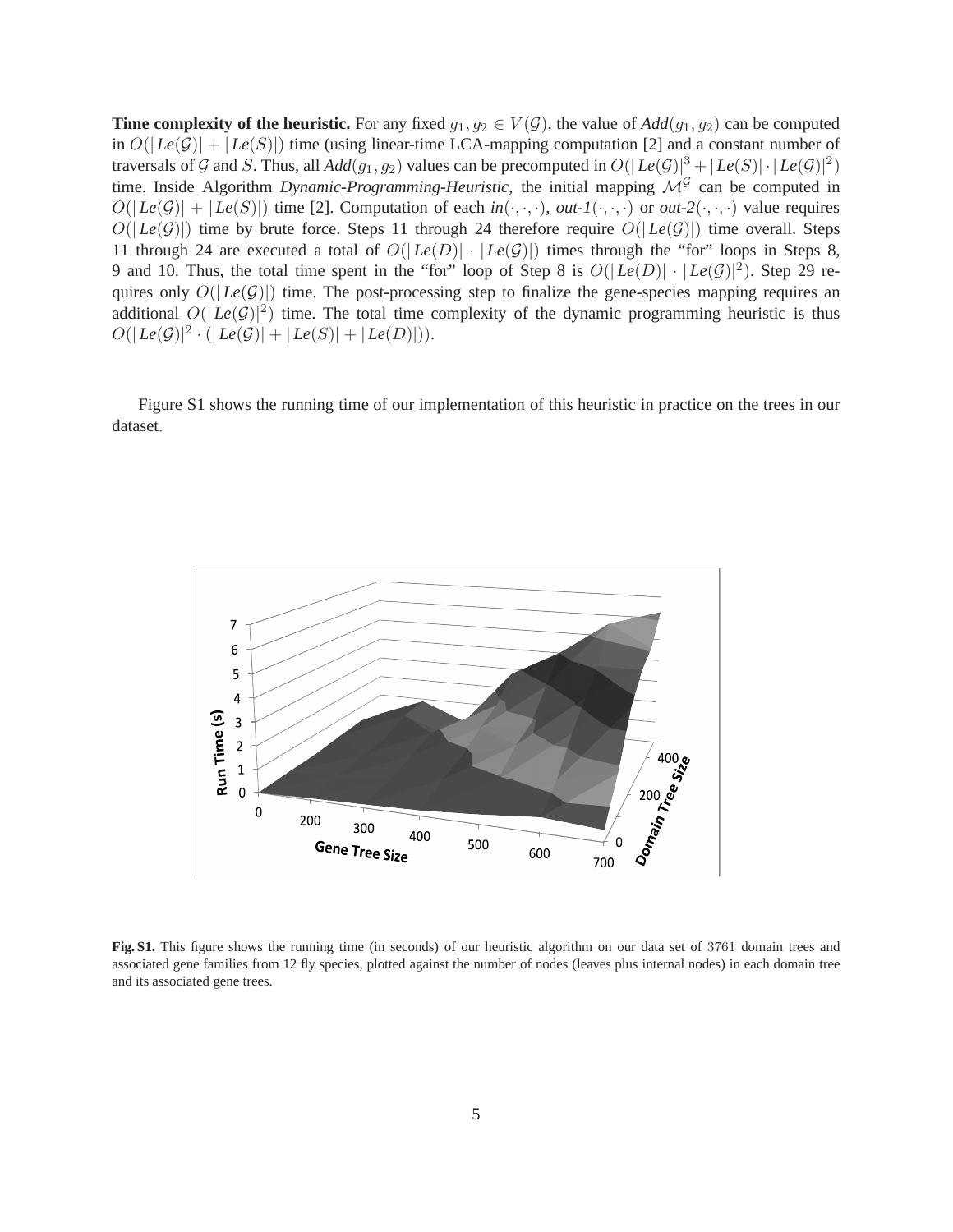**Time complexity of the heuristic.** For any fixed $g_1, g_2 \in V(\mathcal{G})$, the value of $Add(g_1, g_2)$ can be computed in $O(|Le(\mathcal{G})| + |Le(S)|)$ time (using linear-time LCA-mapping computation [2] and a constant number of traversals of $\mathcal{G}$ and $S$. Thus, all $Add(g_1, g_2)$ values can be precomputed in $O(|Le(\mathcal{G})|^3 + |Le(S)| \cdot |Le(\mathcal{G})|^2)$ time. Inside Algorithm *Dynamic-Programming-Heuristic*, the initial mapping $\mathcal{M}^{\mathcal{G}}$ can be computed in $O(|Le(\mathcal{G})| + |Le(S)|)$ time [2]. Computation of each $in(\cdot,\cdot,\cdot)$, $out\text{-}1(\cdot,\cdot,\cdot)$ or $out\text{-}2(\cdot,\cdot,\cdot)$ value requires $O(|Le(\mathcal{G})|)$ time by brute force. Steps 11 through 24 therefore require $O(|Le(\mathcal{G})|)$ time overall. Steps 11 through 24 are executed a total of $O(|Le(D)| \cdot |Le(\mathcal{G})|)$ times through the "for" loops in Steps 8, 9 and 10. Thus, the total time spent in the "for" loop of Step 8 is $O(|Le(D)| \cdot |Le(\mathcal{G})|^2)$. Step 29 requires only $O(|Le(\mathcal{G})|)$ time. The post-processing step to finalize the gene-species mapping requires an additional $O(|Le(\mathcal{G})|^2)$ time. The total time complexity of the dynamic programming heuristic is thus $O(|Le(\mathcal{G})|^2 \cdot (|Le(\mathcal{G})| + |Le(S)| + |Le(D)|))$.

Figure S1 shows the running time of our implementation of this heuristic in practice on the trees in our dataset.

Run Time (s)
7
6
5
4
3
2
1
0
Gene Tree Size
0
200
300
400
500
600
700
Domain Tree Size
0
200
400

**Fig. S1.** This figure shows the running time (in seconds) of our heuristic algorithm on our data set of 3761 domain trees and associated gene families from 12 fly species, plotted against the number of nodes (leaves plus internal nodes) in each domain tree and its associated gene trees.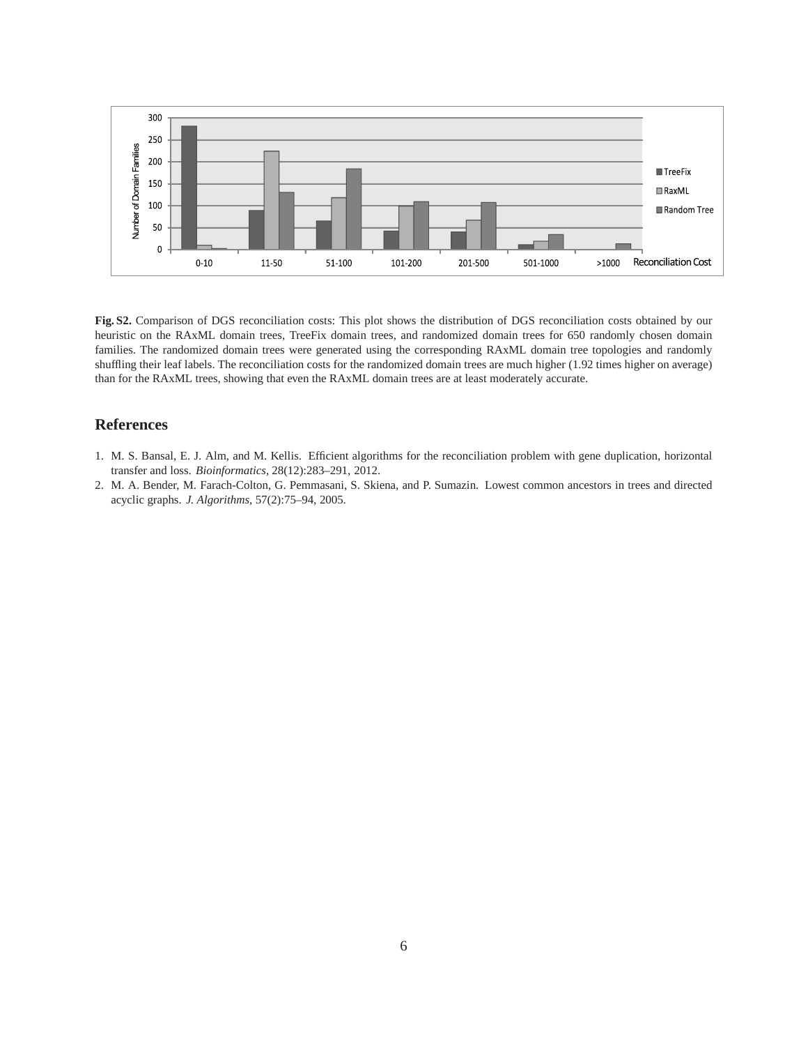300
250
200
150
100
50
0

Number of Domain Families

0-10
11-50
51-100
101-200
201-500
501-1000
>1000
Reconciliation Cost

TreeFix
RaxML
Random Tree

**Fig. S2.** Comparison of DGS reconciliation costs: This plot shows the distribution of DGS reconciliation costs obtained by our heuristic on the RAxML domain trees, TreeFix domain trees, and randomized domain trees for 650 randomly chosen domain families. The randomized domain trees were generated using the corresponding RAxML domain tree topologies and randomly shuffling their leaf labels. The reconciliation costs for the randomized domain trees are much higher (1.92 times higher on average) than for the RAxML trees, showing that even the RAxML domain trees are at least moderately accurate.

## References

1. M. S. Bansal, E. J. Alm, and M. Kellis. Efficient algorithms for the reconciliation problem with gene duplication, horizontal transfer and loss. *Bioinformatics*, 28(12):283–291, 2012.
2. M. A. Bender, M. Farach-Colton, G. Pemmasani, S. Skiena, and P. Sumazin. Lowest common ancestors in trees and directed acyclic graphs. *J. Algorithms*, 57(2):75–94, 2005.